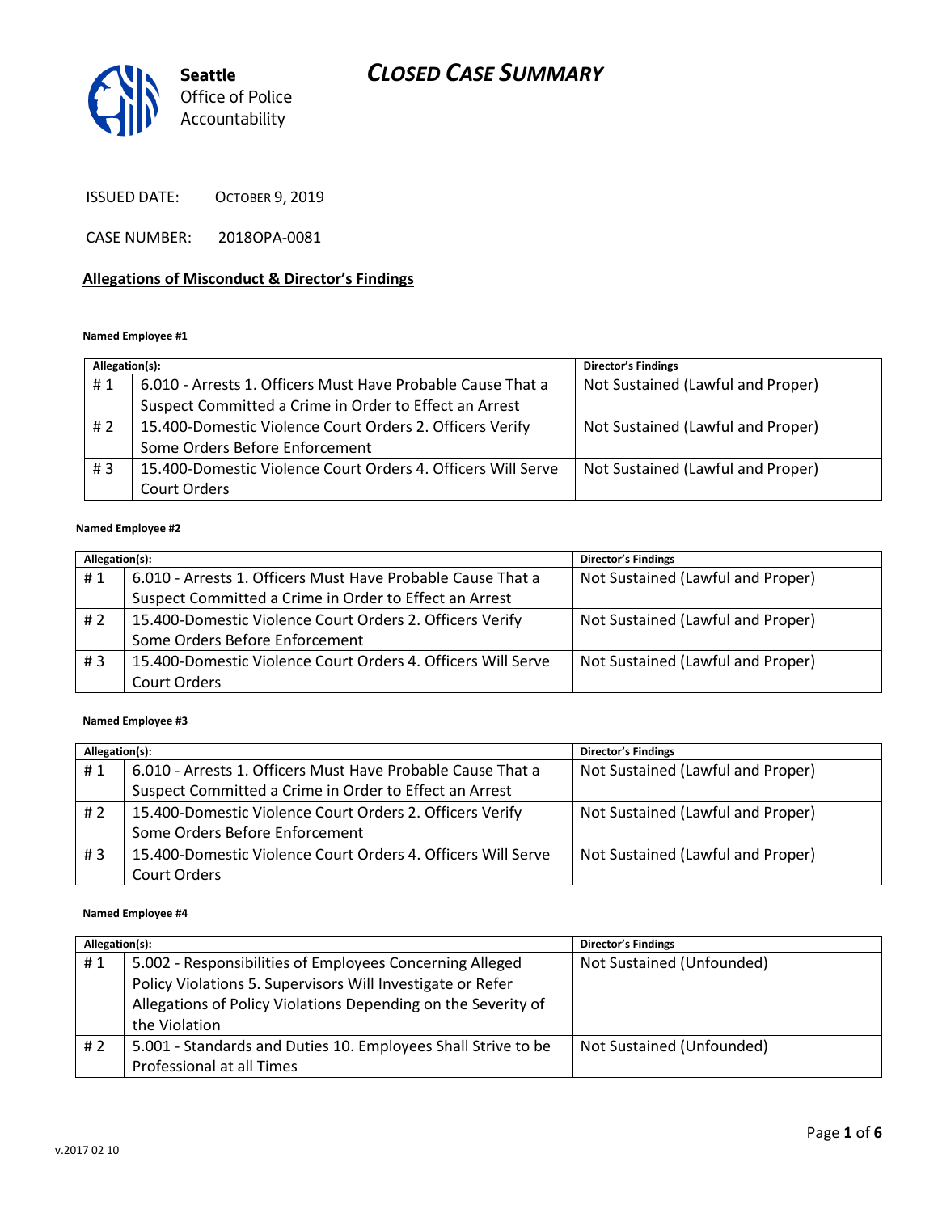Seattle Office of Police Accountability

# CLOSED CASE SUMMARY

ISSUED DATE: OCTOBER 9, 2019

CASE NUMBER: 2018OPA-0081

## Allegations of Misconduct & Director's Findings

**Named Employee #1**

| Allegation(s): | | Director's Findings |
|---|---|---|
| # 1 | 6.010 - Arrests 1. Officers Must Have Probable Cause That a Suspect Committed a Crime in Order to Effect an Arrest | Not Sustained (Lawful and Proper) |
| # 2 | 15.400-Domestic Violence Court Orders 2. Officers Verify Some Orders Before Enforcement | Not Sustained (Lawful and Proper) |
| # 3 | 15.400-Domestic Violence Court Orders 4. Officers Will Serve Court Orders | Not Sustained (Lawful and Proper) |

**Named Employee #2**

| Allegation(s): | | Director's Findings |
|---|---|---|
| # 1 | 6.010 - Arrests 1. Officers Must Have Probable Cause That a Suspect Committed a Crime in Order to Effect an Arrest | Not Sustained (Lawful and Proper) |
| # 2 | 15.400-Domestic Violence Court Orders 2. Officers Verify Some Orders Before Enforcement | Not Sustained (Lawful and Proper) |
| # 3 | 15.400-Domestic Violence Court Orders 4. Officers Will Serve Court Orders | Not Sustained (Lawful and Proper) |

**Named Employee #3**

| Allegation(s): | | Director's Findings |
|---|---|---|
| # 1 | 6.010 - Arrests 1. Officers Must Have Probable Cause That a Suspect Committed a Crime in Order to Effect an Arrest | Not Sustained (Lawful and Proper) |
| # 2 | 15.400-Domestic Violence Court Orders 2. Officers Verify Some Orders Before Enforcement | Not Sustained (Lawful and Proper) |
| # 3 | 15.400-Domestic Violence Court Orders 4. Officers Will Serve Court Orders | Not Sustained (Lawful and Proper) |

**Named Employee #4**

| Allegation(s): | | Director's Findings |
|---|---|---|
| # 1 | 5.002 - Responsibilities of Employees Concerning Alleged Policy Violations 5. Supervisors Will Investigate or Refer Allegations of Policy Violations Depending on the Severity of the Violation | Not Sustained (Unfounded) |
| # 2 | 5.001 - Standards and Duties 10. Employees Shall Strive to be Professional at all Times | Not Sustained (Unfounded) |

v.2017 02 10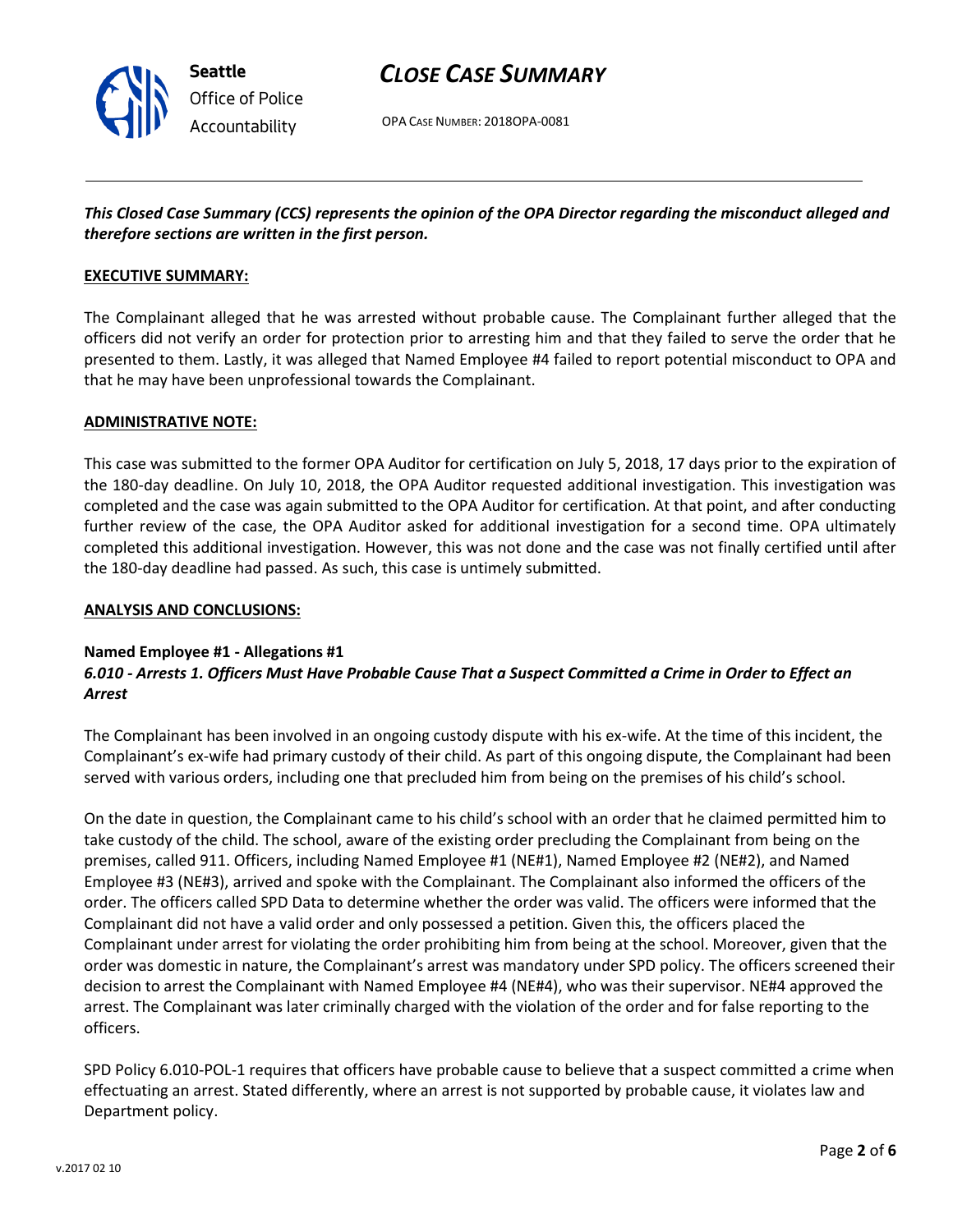*This Closed Case Summary (CCS) represents the opinion of the OPA Director regarding the misconduct alleged and therefore sections are written in the first person.*

**EXECUTIVE SUMMARY:**

The Complainant alleged that he was arrested without probable cause. The Complainant further alleged that the officers did not verify an order for protection prior to arresting him and that they failed to serve the order that he presented to them. Lastly, it was alleged that Named Employee #4 failed to report potential misconduct to OPA and that he may have been unprofessional towards the Complainant.

**ADMINISTRATIVE NOTE:**

This case was submitted to the former OPA Auditor for certification on July 5, 2018, 17 days prior to the expiration of the 180-day deadline. On July 10, 2018, the OPA Auditor requested additional investigation. This investigation was completed and the case was again submitted to the OPA Auditor for certification. At that point, and after conducting further review of the case, the OPA Auditor asked for additional investigation for a second time. OPA ultimately completed this additional investigation. However, this was not done and the case was not finally certified until after the 180-day deadline had passed. As such, this case is untimely submitted.

**ANALYSIS AND CONCLUSIONS:**

**Named Employee #1 - Allegations #1**
***6.010 - Arrests 1. Officers Must Have Probable Cause That a Suspect Committed a Crime in Order to Effect an Arrest***

The Complainant has been involved in an ongoing custody dispute with his ex-wife. At the time of this incident, the Complainant's ex-wife had primary custody of their child. As part of this ongoing dispute, the Complainant had been served with various orders, including one that precluded him from being on the premises of his child's school.

On the date in question, the Complainant came to his child's school with an order that he claimed permitted him to take custody of the child. The school, aware of the existing order precluding the Complainant from being on the premises, called 911. Officers, including Named Employee #1 (NE#1), Named Employee #2 (NE#2), and Named Employee #3 (NE#3), arrived and spoke with the Complainant. The Complainant also informed the officers of the order. The officers called SPD Data to determine whether the order was valid. The officers were informed that the Complainant did not have a valid order and only possessed a petition. Given this, the officers placed the Complainant under arrest for violating the order prohibiting him from being at the school. Moreover, given that the order was domestic in nature, the Complainant's arrest was mandatory under SPD policy. The officers screened their decision to arrest the Complainant with Named Employee #4 (NE#4), who was their supervisor. NE#4 approved the arrest. The Complainant was later criminally charged with the violation of the order and for false reporting to the officers.

SPD Policy 6.010-POL-1 requires that officers have probable cause to believe that a suspect committed a crime when effectuating an arrest. Stated differently, where an arrest is not supported by probable cause, it violates law and Department policy.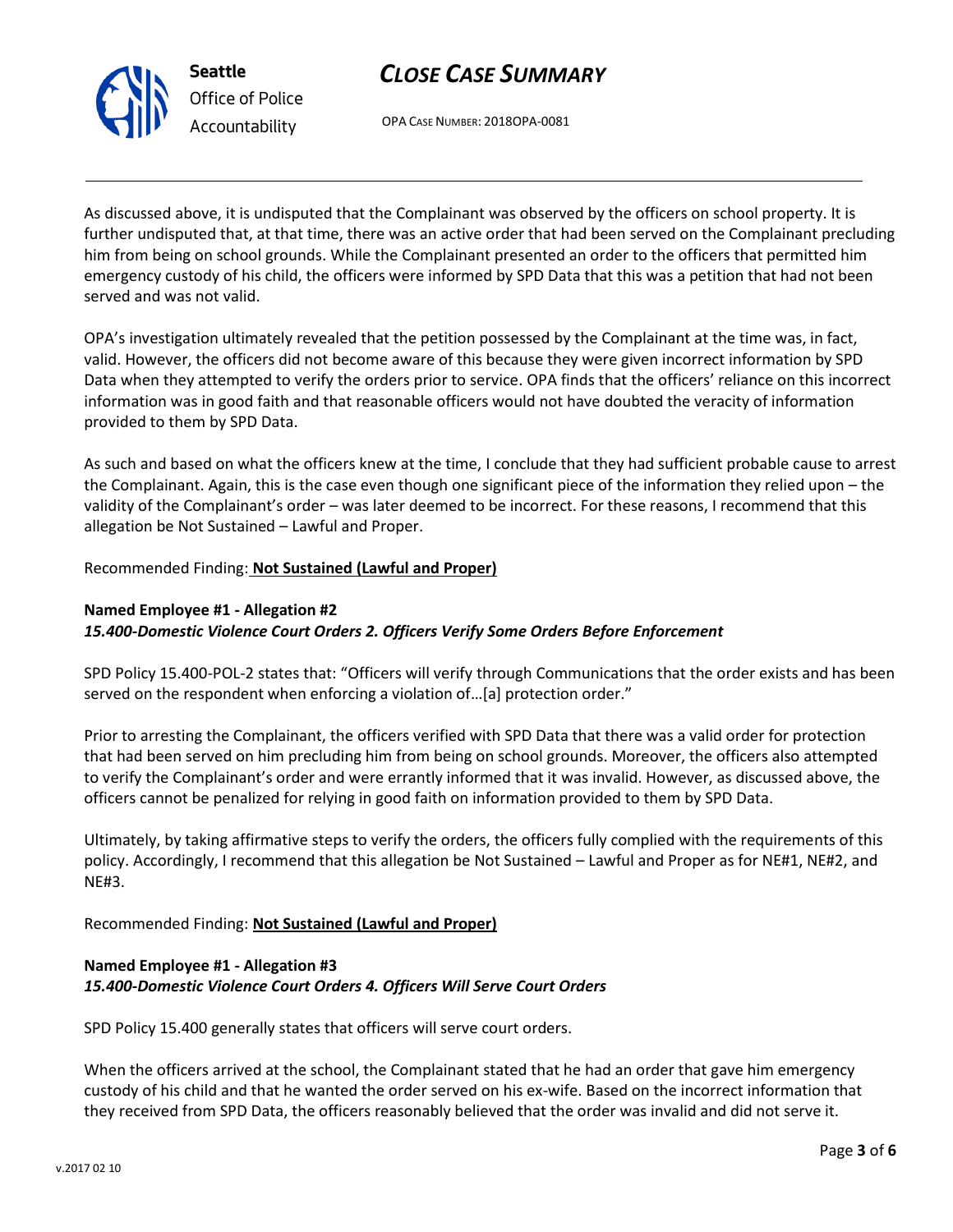As discussed above, it is undisputed that the Complainant was observed by the officers on school property. It is further undisputed that, at that time, there was an active order that had been served on the Complainant precluding him from being on school grounds. While the Complainant presented an order to the officers that permitted him emergency custody of his child, the officers were informed by SPD Data that this was a petition that had not been served and was not valid.

OPA's investigation ultimately revealed that the petition possessed by the Complainant at the time was, in fact, valid. However, the officers did not become aware of this because they were given incorrect information by SPD Data when they attempted to verify the orders prior to service. OPA finds that the officers' reliance on this incorrect information was in good faith and that reasonable officers would not have doubted the veracity of information provided to them by SPD Data.

As such and based on what the officers knew at the time, I conclude that they had sufficient probable cause to arrest the Complainant. Again, this is the case even though one significant piece of the information they relied upon – the validity of the Complainant's order – was later deemed to be incorrect. For these reasons, I recommend that this allegation be Not Sustained – Lawful and Proper.

Recommended Finding: **Not Sustained (Lawful and Proper)**

**Named Employee #1 - Allegation #2**
***15.400-Domestic Violence Court Orders 2. Officers Verify Some Orders Before Enforcement***

SPD Policy 15.400-POL-2 states that: "Officers will verify through Communications that the order exists and has been served on the respondent when enforcing a violation of…[a] protection order."

Prior to arresting the Complainant, the officers verified with SPD Data that there was a valid order for protection that had been served on him precluding him from being on school grounds. Moreover, the officers also attempted to verify the Complainant's order and were errantly informed that it was invalid. However, as discussed above, the officers cannot be penalized for relying in good faith on information provided to them by SPD Data.

Ultimately, by taking affirmative steps to verify the orders, the officers fully complied with the requirements of this policy. Accordingly, I recommend that this allegation be Not Sustained – Lawful and Proper as for NE#1, NE#2, and NE#3.

Recommended Finding: **Not Sustained (Lawful and Proper)**

**Named Employee #1 - Allegation #3**
***15.400-Domestic Violence Court Orders 4. Officers Will Serve Court Orders***

SPD Policy 15.400 generally states that officers will serve court orders.

When the officers arrived at the school, the Complainant stated that he had an order that gave him emergency custody of his child and that he wanted the order served on his ex-wife. Based on the incorrect information that they received from SPD Data, the officers reasonably believed that the order was invalid and did not serve it.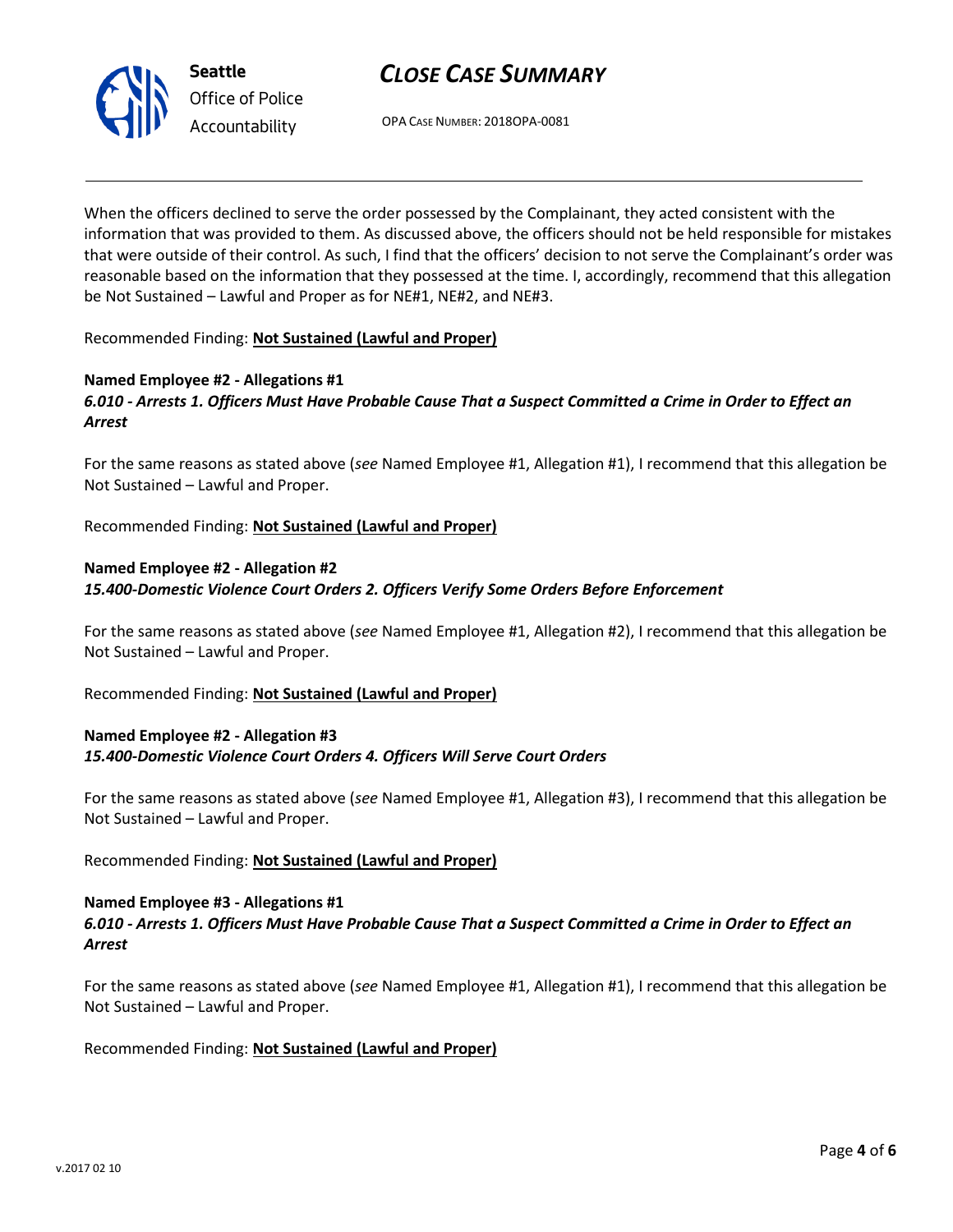When the officers declined to serve the order possessed by the Complainant, they acted consistent with the information that was provided to them. As discussed above, the officers should not be held responsible for mistakes that were outside of their control. As such, I find that the officers' decision to not serve the Complainant's order was reasonable based on the information that they possessed at the time. I, accordingly, recommend that this allegation be Not Sustained – Lawful and Proper as for NE#1, NE#2, and NE#3.

Recommended Finding: **Not Sustained (Lawful and Proper)**

**Named Employee #2 - Allegations #1**
***6.010 - Arrests 1. Officers Must Have Probable Cause That a Suspect Committed a Crime in Order to Effect an Arrest***

For the same reasons as stated above (*see* Named Employee #1, Allegation #1), I recommend that this allegation be Not Sustained – Lawful and Proper.

Recommended Finding: **Not Sustained (Lawful and Proper)**

**Named Employee #2 - Allegation #2**
***15.400-Domestic Violence Court Orders 2. Officers Verify Some Orders Before Enforcement***

For the same reasons as stated above (*see* Named Employee #1, Allegation #2), I recommend that this allegation be Not Sustained – Lawful and Proper.

Recommended Finding: **Not Sustained (Lawful and Proper)**

**Named Employee #2 - Allegation #3**
***15.400-Domestic Violence Court Orders 4. Officers Will Serve Court Orders***

For the same reasons as stated above (*see* Named Employee #1, Allegation #3), I recommend that this allegation be Not Sustained – Lawful and Proper.

Recommended Finding: **Not Sustained (Lawful and Proper)**

**Named Employee #3 - Allegations #1**
***6.010 - Arrests 1. Officers Must Have Probable Cause That a Suspect Committed a Crime in Order to Effect an Arrest***

For the same reasons as stated above (*see* Named Employee #1, Allegation #1), I recommend that this allegation be Not Sustained – Lawful and Proper.

Recommended Finding: **Not Sustained (Lawful and Proper)**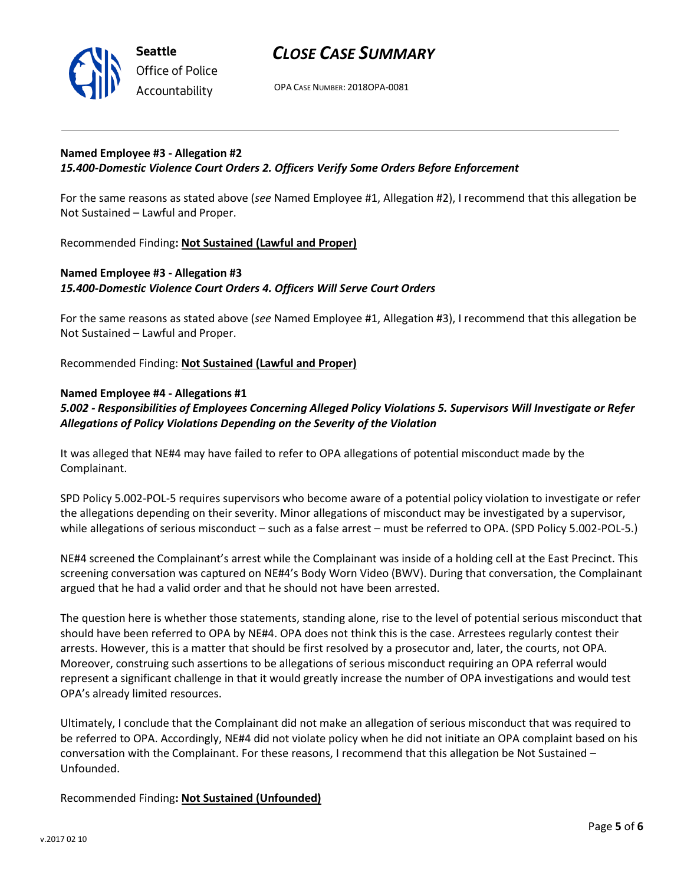**Named Employee #3 - Allegation #2**
***15.400-Domestic Violence Court Orders 2. Officers Verify Some Orders Before Enforcement***

For the same reasons as stated above (*see* Named Employee #1, Allegation #2), I recommend that this allegation be Not Sustained – Lawful and Proper.

Recommended Finding**: Not Sustained (Lawful and Proper)**

**Named Employee #3 - Allegation #3**
***15.400-Domestic Violence Court Orders 4. Officers Will Serve Court Orders***

For the same reasons as stated above (*see* Named Employee #1, Allegation #3), I recommend that this allegation be Not Sustained – Lawful and Proper.

Recommended Finding: **Not Sustained (Lawful and Proper)**

**Named Employee #4 - Allegations #1**
***5.002 - Responsibilities of Employees Concerning Alleged Policy Violations 5. Supervisors Will Investigate or Refer Allegations of Policy Violations Depending on the Severity of the Violation***

It was alleged that NE#4 may have failed to refer to OPA allegations of potential misconduct made by the Complainant.

SPD Policy 5.002-POL-5 requires supervisors who become aware of a potential policy violation to investigate or refer the allegations depending on their severity. Minor allegations of misconduct may be investigated by a supervisor, while allegations of serious misconduct – such as a false arrest – must be referred to OPA. (SPD Policy 5.002-POL-5.)

NE#4 screened the Complainant's arrest while the Complainant was inside of a holding cell at the East Precinct. This screening conversation was captured on NE#4's Body Worn Video (BWV). During that conversation, the Complainant argued that he had a valid order and that he should not have been arrested.

The question here is whether those statements, standing alone, rise to the level of potential serious misconduct that should have been referred to OPA by NE#4. OPA does not think this is the case. Arrestees regularly contest their arrests. However, this is a matter that should be first resolved by a prosecutor and, later, the courts, not OPA. Moreover, construing such assertions to be allegations of serious misconduct requiring an OPA referral would represent a significant challenge in that it would greatly increase the number of OPA investigations and would test OPA's already limited resources.

Ultimately, I conclude that the Complainant did not make an allegation of serious misconduct that was required to be referred to OPA. Accordingly, NE#4 did not violate policy when he did not initiate an OPA complaint based on his conversation with the Complainant. For these reasons, I recommend that this allegation be Not Sustained – Unfounded.

Recommended Finding**: Not Sustained (Unfounded)**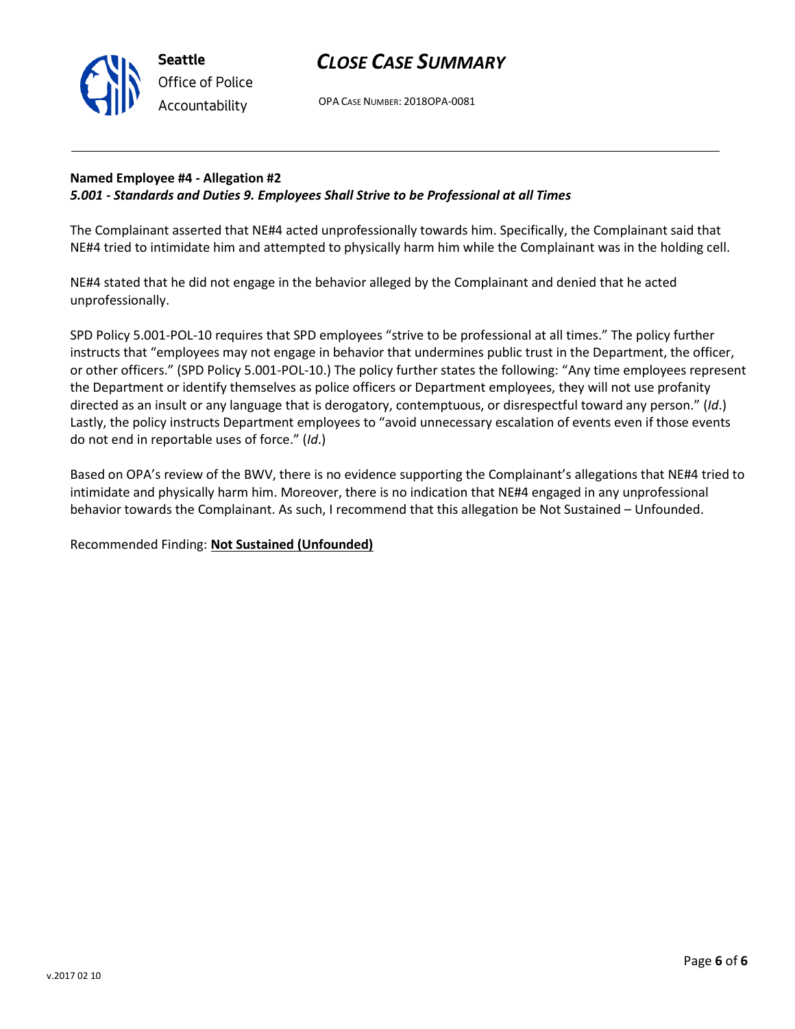**Named Employee #4 - Allegation #2**
***5.001 - Standards and Duties 9. Employees Shall Strive to be Professional at all Times***

The Complainant asserted that NE#4 acted unprofessionally towards him. Specifically, the Complainant said that NE#4 tried to intimidate him and attempted to physically harm him while the Complainant was in the holding cell.

NE#4 stated that he did not engage in the behavior alleged by the Complainant and denied that he acted unprofessionally.

SPD Policy 5.001-POL-10 requires that SPD employees "strive to be professional at all times." The policy further instructs that "employees may not engage in behavior that undermines public trust in the Department, the officer, or other officers." (SPD Policy 5.001-POL-10.) The policy further states the following: "Any time employees represent the Department or identify themselves as police officers or Department employees, they will not use profanity directed as an insult or any language that is derogatory, contemptuous, or disrespectful toward any person." (*Id*.) Lastly, the policy instructs Department employees to "avoid unnecessary escalation of events even if those events do not end in reportable uses of force." (*Id*.)

Based on OPA's review of the BWV, there is no evidence supporting the Complainant's allegations that NE#4 tried to intimidate and physically harm him. Moreover, there is no indication that NE#4 engaged in any unprofessional behavior towards the Complainant. As such, I recommend that this allegation be Not Sustained – Unfounded.

Recommended Finding: **Not Sustained (Unfounded)**